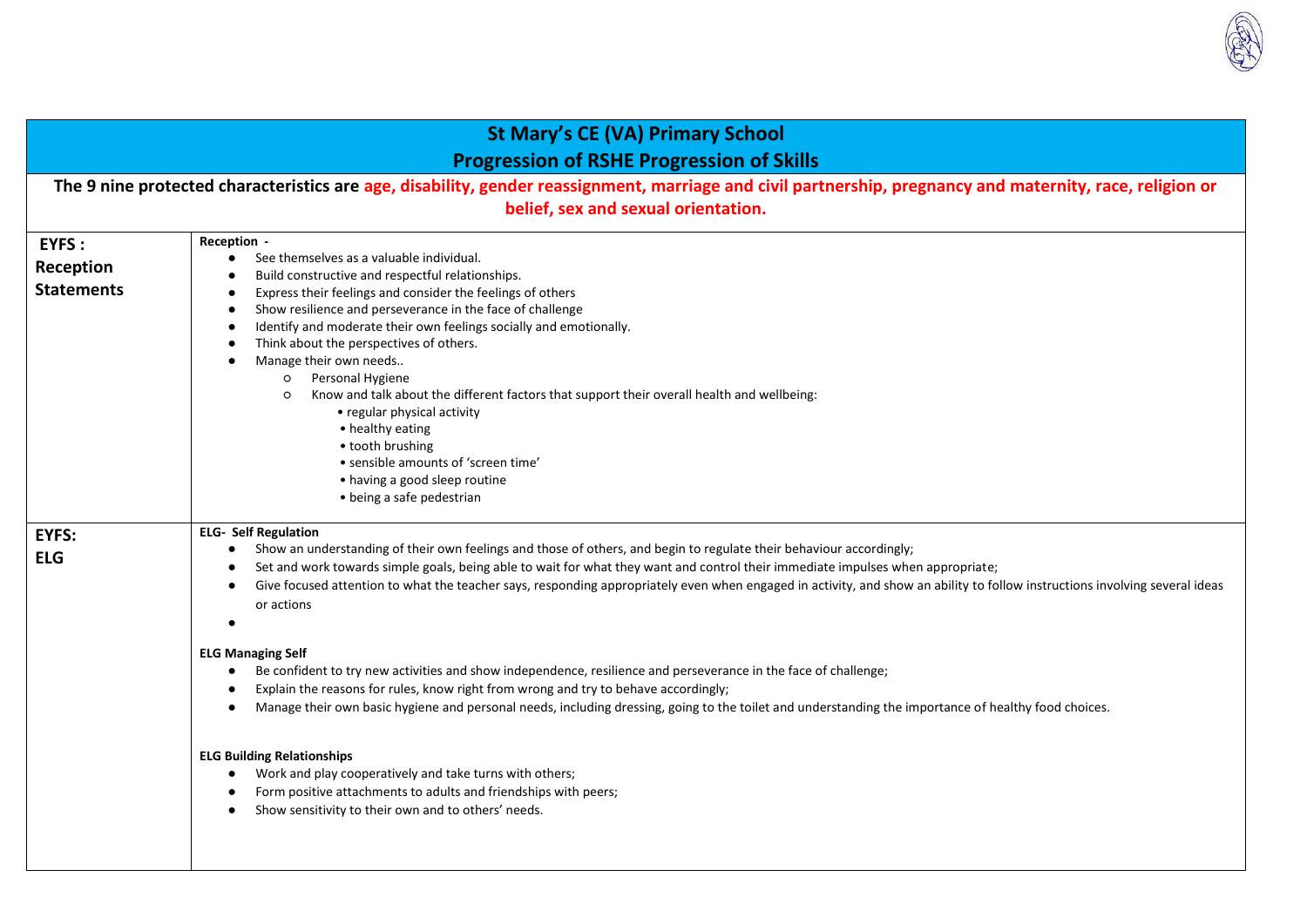# St Mary's CE (VA) Primary School

## Progression of RSHE Progression of Skills

**The 9 nine protected characteristics are age, disability, gender reassignment, marriage and civil partnership, pregnancy and maternity, race, religion or belief, sex and sexual orientation.**

| | |
|---|---|
| **EYFS : Reception Statements** | **Reception -**<br>● See themselves as a valuable individual.<br>● Build constructive and respectful relationships.<br>● Express their feelings and consider the feelings of others<br>● Show resilience and perseverance in the face of challenge<br>● Identify and moderate their own feelings socially and emotionally.<br>● Think about the perspectives of others.<br>● Manage their own needs..<br>○ Personal Hygiene<br>○ Know and talk about the different factors that support their overall health and wellbeing:<br>• regular physical activity<br>• healthy eating<br>• tooth brushing<br>• sensible amounts of 'screen time'<br>• having a good sleep routine<br>• being a safe pedestrian |
| **EYFS: ELG** | **ELG- Self Regulation**<br>● Show an understanding of their own feelings and those of others, and begin to regulate their behaviour accordingly;<br>● Set and work towards simple goals, being able to wait for what they want and control their immediate impulses when appropriate;<br>● Give focused attention to what the teacher says, responding appropriately even when engaged in activity, and show an ability to follow instructions involving several ideas or actions<br>●<br><br>**ELG Managing Self**<br>● Be confident to try new activities and show independence, resilience and perseverance in the face of challenge;<br>● Explain the reasons for rules, know right from wrong and try to behave accordingly;<br>● Manage their own basic hygiene and personal needs, including dressing, going to the toilet and understanding the importance of healthy food choices.<br><br>**ELG Building Relationships**<br>● Work and play cooperatively and take turns with others;<br>● Form positive attachments to adults and friendships with peers;<br>● Show sensitivity to their own and to others' needs. |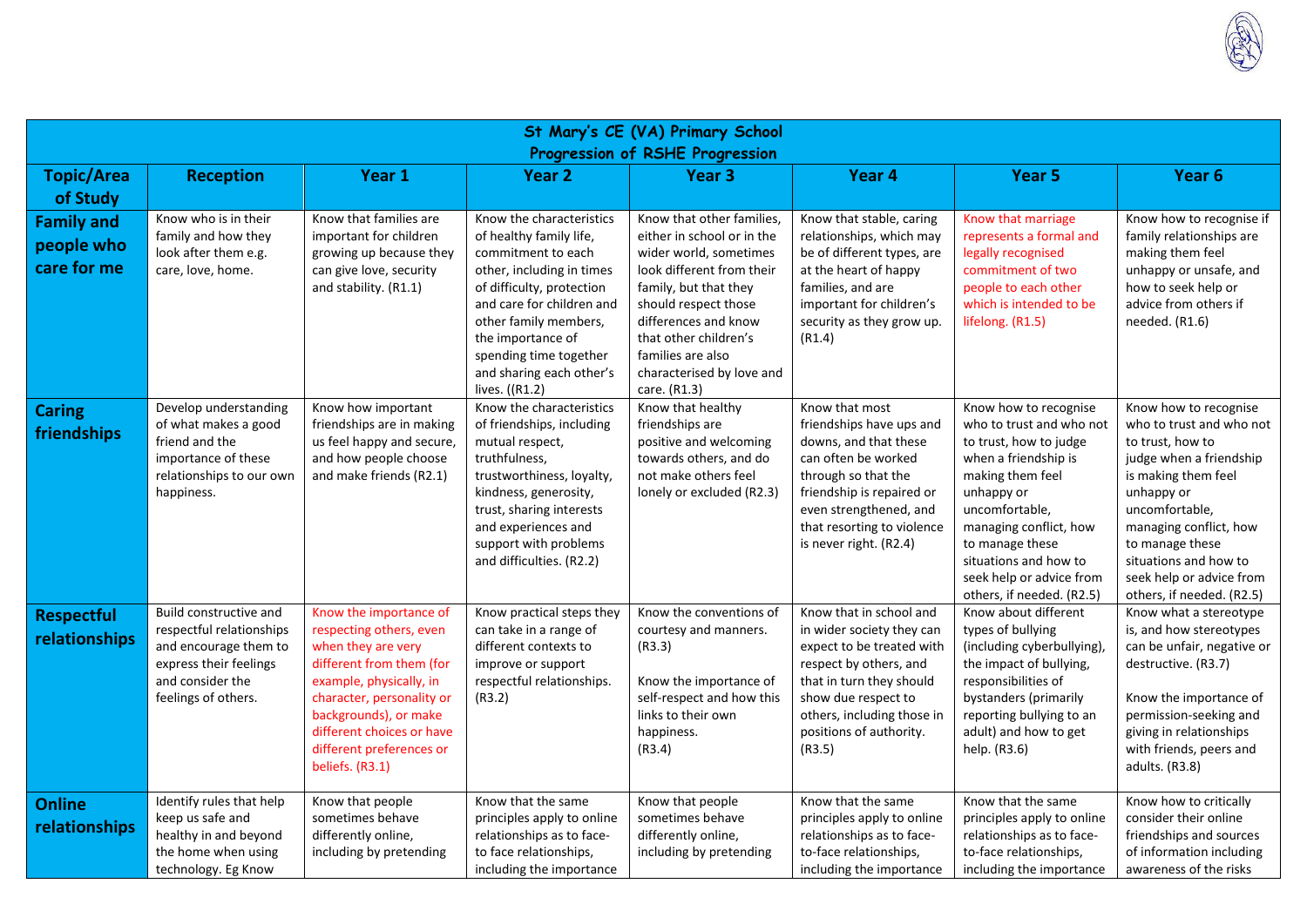| St Mary's CE (VA) Primary School Progression of RSHE Progression | | | | | | | |
|---|---|---|---|---|---|---|---|
| **Topic/Area of Study** | **Reception** | **Year 1** | **Year 2** | **Year 3** | **Year 4** | **Year 5** | **Year 6** |
| **Family and people who care for me** | Know who is in their family and how they look after them e.g. care, love, home. | Know that families are important for children growing up because they can give love, security and stability. (R1.1) | Know the characteristics of healthy family life, commitment to each other, including in times of difficulty, protection and care for children and other family members, the importance of spending time together and sharing each other's lives. ((R1.2) | Know that other families, either in school or in the wider world, sometimes look different from their family, but that they should respect those differences and know that other children's families are also characterised by love and care. (R1.3) | Know that stable, caring relationships, which may be of different types, are at the heart of happy families, and are important for children's security as they grow up. (R1.4) | Know that marriage represents a formal and legally recognised commitment of two people to each other which is intended to be lifelong. (R1.5) | Know how to recognise if family relationships are making them feel unhappy or unsafe, and how to seek help or advice from others if needed. (R1.6) |
| **Caring friendships** | Develop understanding of what makes a good friend and the importance of these relationships to our own happiness. | Know how important friendships are in making us feel happy and secure, and how people choose and make friends (R2.1) | Know the characteristics of friendships, including mutual respect, truthfulness, trustworthiness, loyalty, kindness, generosity, trust, sharing interests and experiences and support with problems and difficulties. (R2.2) | Know that healthy friendships are positive and welcoming towards others, and do not make others feel lonely or excluded (R2.3) | Know that most friendships have ups and downs, and that these can often be worked through so that the friendship is repaired or even strengthened, and that resorting to violence is never right. (R2.4) | Know how to recognise who to trust and who not to trust, how to judge when a friendship is making them feel unhappy or uncomfortable, managing conflict, how to manage these situations and how to seek help or advice from others, if needed. (R2.5) | Know how to recognise who to trust and who not to trust, how to judge when a friendship is making them feel unhappy or uncomfortable, managing conflict, how to manage these situations and how to seek help or advice from others, if needed. (R2.5) |
| **Respectful relationships** | Build constructive and respectful relationships and encourage them to express their feelings and consider the feelings of others. | Know the importance of respecting others, even when they are very different from them (for example, physically, in character, personality or backgrounds), or make different choices or have different preferences or beliefs. (R3.1) | Know practical steps they can take in a range of different contexts to improve or support respectful relationships. (R3.2) | Know the conventions of courtesy and manners. (R3.3)<br><br>Know the importance of self-respect and how this links to their own happiness. (R3.4) | Know that in school and in wider society they can expect to be treated with respect by others, and that in turn they should show due respect to others, including those in positions of authority. (R3.5) | Know about different types of bullying (including cyberbullying), the impact of bullying, responsibilities of bystanders (primarily reporting bullying to an adult) and how to get help. (R3.6) | Know what a stereotype is, and how stereotypes can be unfair, negative or destructive. (R3.7)<br><br>Know the importance of permission-seeking and giving in relationships with friends, peers and adults. (R3.8) |
| **Online relationships** | Identify rules that help keep us safe and healthy in and beyond the home when using technology. Eg Know | Know that people sometimes behave differently online, including by pretending | Know that the same principles apply to online relationships as to face-to face relationships, including the importance | Know that people sometimes behave differently online, including by pretending | Know that the same principles apply to online relationships as to face-to-face relationships, including the importance | Know that the same principles apply to online relationships as to face-to-face relationships, including the importance | Know how to critically consider their online friendships and sources of information including awareness of the risks |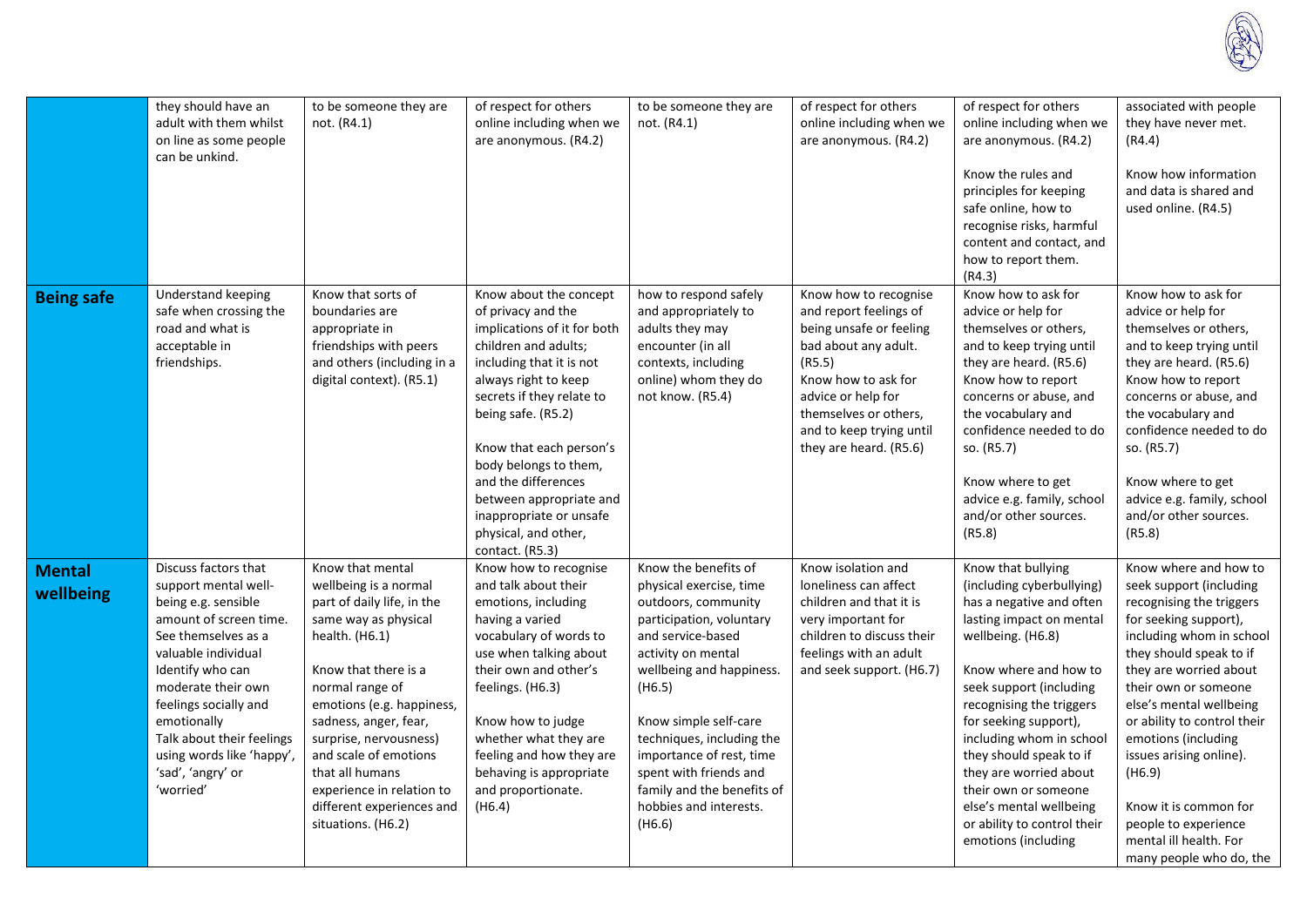| | | | | | | | |
|---|---|---|---|---|---|---|---|
| | they should have an adult with them whilst on line as some people can be unkind. | to be someone they are not. (R4.1) | of respect for others online including when we are anonymous. (R4.2) | to be someone they are not. (R4.1) | of respect for others online including when we are anonymous. (R4.2) | of respect for others online including when we are anonymous. (R4.2)<br><br>Know the rules and principles for keeping safe online, how to recognise risks, harmful content and contact, and how to report them. (R4.3) | associated with people they have never met. (R4.4)<br><br>Know how information and data is shared and used online. (R4.5) |
| **Being safe** | Understand keeping safe when crossing the road and what is acceptable in friendships. | Know that sorts of boundaries are appropriate in friendships with peers and others (including in a digital context). (R5.1) | Know about the concept of privacy and the implications of it for both children and adults; including that it is not always right to keep secrets if they relate to being safe. (R5.2)<br><br>Know that each person's body belongs to them, and the differences between appropriate and inappropriate or unsafe physical, and other, contact. (R5.3) | how to respond safely and appropriately to adults they may encounter (in all contexts, including online) whom they do not know. (R5.4) | Know how to recognise and report feelings of being unsafe or feeling bad about any adult. (R5.5)<br>Know how to ask for advice or help for themselves or others, and to keep trying until they are heard. (R5.6) | Know how to ask for advice or help for themselves or others, and to keep trying until they are heard. (R5.6)<br>Know how to report concerns or abuse, and the vocabulary and confidence needed to do so. (R5.7)<br><br>Know where to get advice e.g. family, school and/or other sources. (R5.8) | Know how to ask for advice or help for themselves or others, and to keep trying until they are heard. (R5.6)<br>Know how to report concerns or abuse, and the vocabulary and confidence needed to do so. (R5.7)<br><br>Know where to get advice e.g. family, school and/or other sources. (R5.8) |
| **Mental wellbeing** | Discuss factors that support mental well-being e.g. sensible amount of screen time.<br>See themselves as a valuable individual<br>Identify who can moderate their own feelings socially and emotionally<br>Talk about their feelings using words like 'happy', 'sad', 'angry' or 'worried' | Know that mental wellbeing is a normal part of daily life, in the same way as physical health. (H6.1)<br><br>Know that there is a normal range of emotions (e.g. happiness, sadness, anger, fear, surprise, nervousness) and scale of emotions that all humans experience in relation to different experiences and situations. (H6.2) | Know how to recognise and talk about their emotions, including having a varied vocabulary of words to use when talking about their own and other's feelings. (H6.3)<br><br>Know how to judge whether what they are feeling and how they are behaving is appropriate and proportionate. (H6.4) | Know the benefits of physical exercise, time outdoors, community participation, voluntary and service-based activity on mental wellbeing and happiness. (H6.5)<br><br>Know simple self-care techniques, including the importance of rest, time spent with friends and family and the benefits of hobbies and interests. (H6.6) | Know isolation and loneliness can affect children and that it is very important for children to discuss their feelings with an adult and seek support. (H6.7) | Know that bullying (including cyberbullying) has a negative and often lasting impact on mental wellbeing. (H6.8)<br><br>Know where and how to seek support (including recognising the triggers for seeking support), including whom in school they should speak to if they are worried about their own or someone else's mental wellbeing or ability to control their emotions (including | Know where and how to seek support (including recognising the triggers for seeking support), including whom in school they should speak to if they are worried about their own or someone else's mental wellbeing or ability to control their emotions (including issues arising online). (H6.9)<br><br>Know it is common for people to experience mental ill health. For many people who do, the |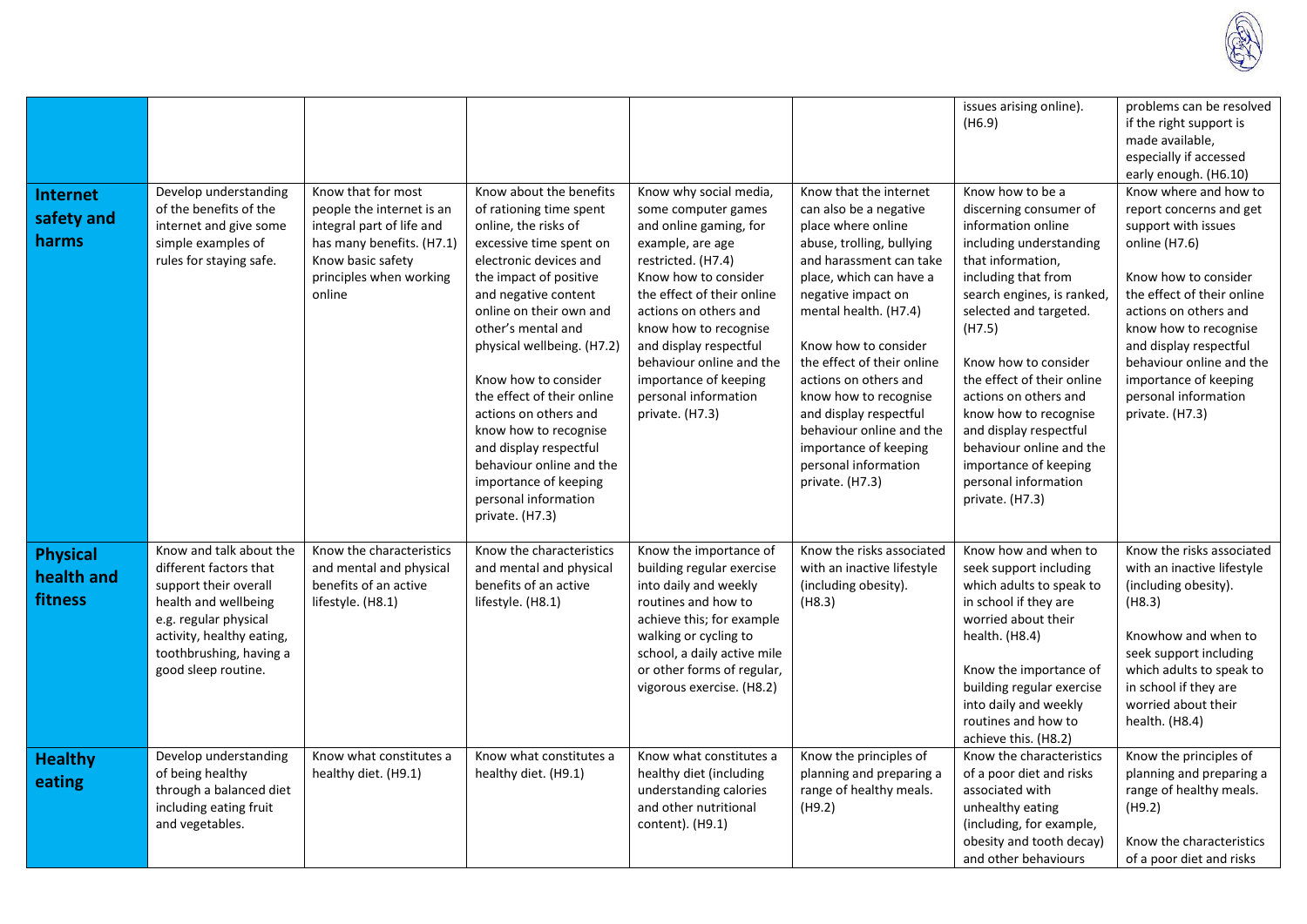| | | | | | | | |
|---|---|---|---|---|---|---|---|
| | | | | | | issues arising online). (H6.9) | problems can be resolved if the right support is made available, especially if accessed early enough. (H6.10) |
| **Internet safety and harms** | Develop understanding of the benefits of the internet and give some simple examples of rules for staying safe. | Know that for most people the internet is an integral part of life and has many benefits. (H7.1) Know basic safety principles when working online | Know about the benefits of rationing time spent online, the risks of excessive time spent on electronic devices and the impact of positive and negative content online on their own and other's mental and physical wellbeing. (H7.2)<br><br>Know how to consider the effect of their online actions on others and know how to recognise and display respectful behaviour online and the importance of keeping personal information private. (H7.3) | Know why social media, some computer games and online gaming, for example, are age restricted. (H7.4) Know how to consider the effect of their online actions on others and know how to recognise and display respectful behaviour online and the importance of keeping personal information private. (H7.3) | Know that the internet can also be a negative place where online abuse, trolling, bullying and harassment can take place, which can have a negative impact on mental health. (H7.4)<br><br>Know how to consider the effect of their online actions on others and know how to recognise and display respectful behaviour online and the importance of keeping personal information private. (H7.3) | Know how to be a discerning consumer of information online including understanding that information, including that from search engines, is ranked, selected and targeted. (H7.5)<br><br>Know how to consider the effect of their online actions on others and know how to recognise and display respectful behaviour online and the importance of keeping personal information private. (H7.3) | Know where and how to report concerns and get support with issues online (H7.6)<br><br>Know how to consider the effect of their online actions on others and know how to recognise and display respectful behaviour online and the importance of keeping personal information private. (H7.3) |
| **Physical health and fitness** | Know and talk about the different factors that support their overall health and wellbeing e.g. regular physical activity, healthy eating, toothbrushing, having a good sleep routine. | Know the characteristics and mental and physical benefits of an active lifestyle. (H8.1) | Know the characteristics and mental and physical benefits of an active lifestyle. (H8.1) | Know the importance of building regular exercise into daily and weekly routines and how to achieve this; for example walking or cycling to school, a daily active mile or other forms of regular, vigorous exercise. (H8.2) | Know the risks associated with an inactive lifestyle (including obesity). (H8.3) | Know how and when to seek support including which adults to speak to in school if they are worried about their health. (H8.4)<br><br>Know the importance of building regular exercise into daily and weekly routines and how to achieve this. (H8.2) | Know the risks associated with an inactive lifestyle (including obesity). (H8.3)<br><br>Knowhow and when to seek support including which adults to speak to in school if they are worried about their health. (H8.4) |
| **Healthy eating** | Develop understanding of being healthy through a balanced diet including eating fruit and vegetables. | Know what constitutes a healthy diet. (H9.1) | Know what constitutes a healthy diet. (H9.1) | Know what constitutes a healthy diet (including understanding calories and other nutritional content). (H9.1) | Know the principles of planning and preparing a range of healthy meals. (H9.2) | Know the characteristics of a poor diet and risks associated with unhealthy eating (including, for example, obesity and tooth decay) and other behaviours | Know the principles of planning and preparing a range of healthy meals. (H9.2)<br><br>Know the characteristics of a poor diet and risks |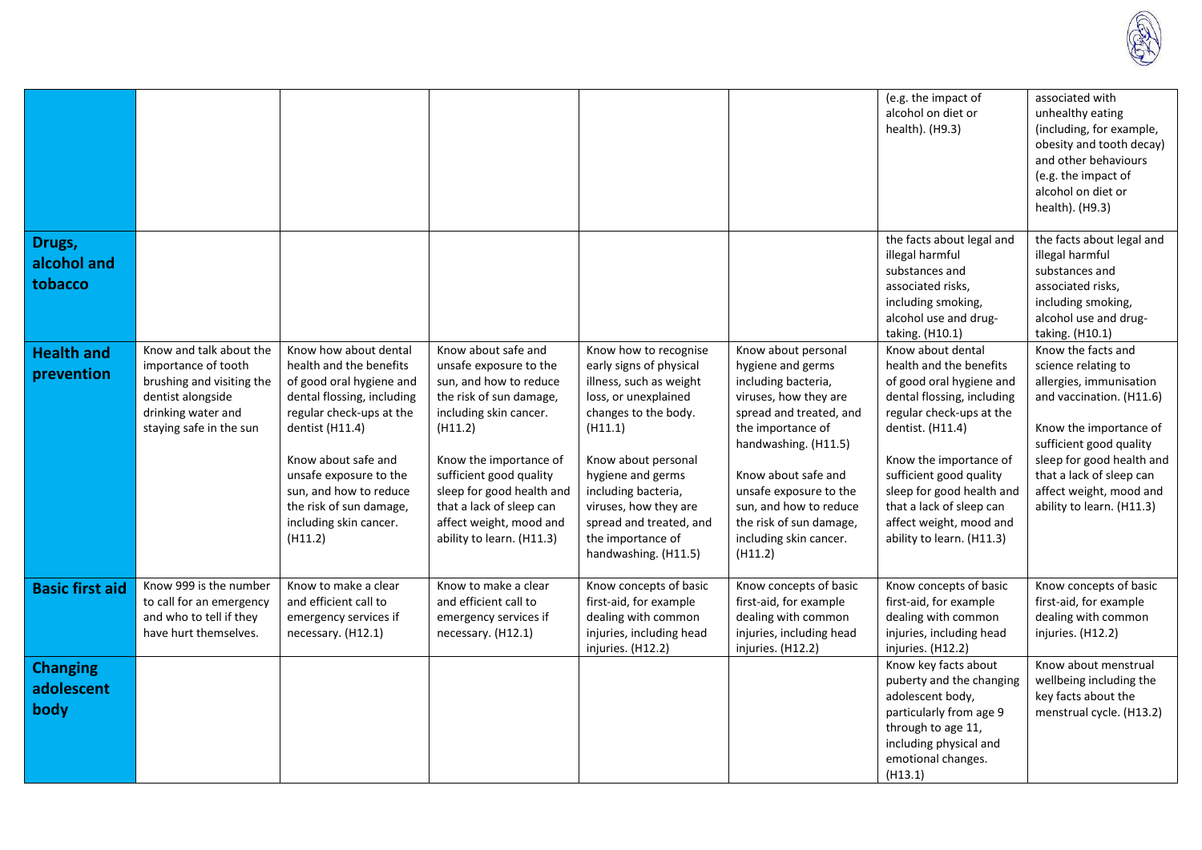| | | | | | | | |
|---|---|---|---|---|---|---|---|
| | | | | | | (e.g. the impact of alcohol on diet or health). (H9.3) | associated with unhealthy eating (including, for example, obesity and tooth decay) and other behaviours (e.g. the impact of alcohol on diet or health). (H9.3) |
| **Drugs, alcohol and tobacco** | | | | | | the facts about legal and illegal harmful substances and associated risks, including smoking, alcohol use and drug-taking. (H10.1) | the facts about legal and illegal harmful substances and associated risks, including smoking, alcohol use and drug-taking. (H10.1) |
| **Health and prevention** | Know and talk about the importance of tooth brushing and visiting the dentist alongside drinking water and staying safe in the sun | Know how about dental health and the benefits of good oral hygiene and dental flossing, including regular check-ups at the dentist (H11.4)<br><br>Know about safe and unsafe exposure to the sun, and how to reduce the risk of sun damage, including skin cancer. (H11.2) | Know about safe and unsafe exposure to the sun, and how to reduce the risk of sun damage, including skin cancer. (H11.2)<br><br>Know the importance of sufficient good quality sleep for good health and that a lack of sleep can affect weight, mood and ability to learn. (H11.3) | Know how to recognise early signs of physical illness, such as weight loss, or unexplained changes to the body. (H11.1)<br><br>Know about personal hygiene and germs including bacteria, viruses, how they are spread and treated, and the importance of handwashing. (H11.5) | Know about personal hygiene and germs including bacteria, viruses, how they are spread and treated, and the importance of handwashing. (H11.5)<br><br>Know about safe and unsafe exposure to the sun, and how to reduce the risk of sun damage, including skin cancer. (H11.2) | Know about dental health and the benefits of good oral hygiene and dental flossing, including regular check-ups at the dentist. (H11.4)<br><br>Know the importance of sufficient good quality sleep for good health and that a lack of sleep can affect weight, mood and ability to learn. (H11.3) | Know the facts and science relating to allergies, immunisation and vaccination. (H11.6)<br><br>Know the importance of sufficient good quality sleep for good health and that a lack of sleep can affect weight, mood and ability to learn. (H11.3) |
| **Basic first aid** | Know 999 is the number to call for an emergency and who to tell if they have hurt themselves. | Know to make a clear and efficient call to emergency services if necessary. (H12.1) | Know to make a clear and efficient call to emergency services if necessary. (H12.1) | Know concepts of basic first-aid, for example dealing with common injuries, including head injuries. (H12.2) | Know concepts of basic first-aid, for example dealing with common injuries, including head injuries. (H12.2) | Know concepts of basic first-aid, for example dealing with common injuries, including head injuries. (H12.2) | Know concepts of basic first-aid, for example dealing with common injuries. (H12.2) |
| **Changing adolescent body** | | | | | | Know key facts about puberty and the changing adolescent body, particularly from age 9 through to age 11, including physical and emotional changes. (H13.1) | Know about menstrual wellbeing including the key facts about the menstrual cycle. (H13.2) |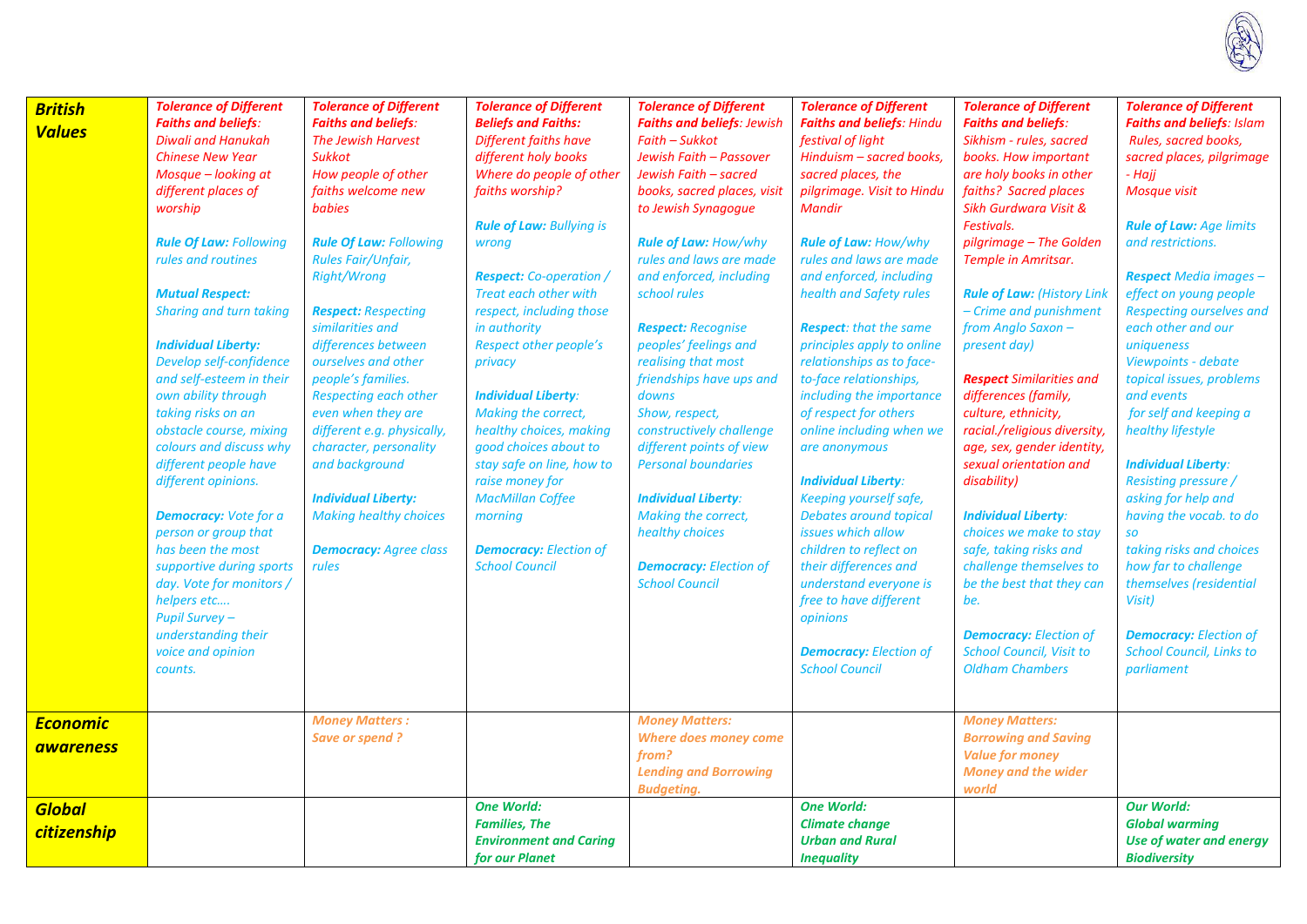| | | | | | | | |
|---|---|---|---|---|---|---|---|
| ***British Values*** | ***Tolerance of Different Faiths and beliefs:*** *Diwali and Hanukah Chinese New Year Mosque – looking at different places of worship*<br><br>***Rule Of Law:*** *Following rules and routines*<br><br>***Mutual Respect:*** *Sharing and turn taking*<br><br>***Individual Liberty:*** *Develop self-confidence and self-esteem in their own ability through taking risks on an obstacle course, mixing colours and discuss why different people have different opinions.*<br><br>***Democracy:*** *Vote for a person or group that has been the most supportive during sports day. Vote for monitors / helpers etc…. Pupil Survey – understanding their voice and opinion counts.* | ***Tolerance of Different Faiths and beliefs:*** *The Jewish Harvest Sukkot How people of other faiths welcome new babies*<br><br>***Rule Of Law:*** *Following Rules Fair/Unfair, Right/Wrong*<br><br>***Respect:*** *Respecting similarities and differences between ourselves and other people's families. Respecting each other even when they are different e.g. physically, character, personality and background*<br><br>***Individual Liberty:*** *Making healthy choices*<br><br>***Democracy:*** *Agree class rules* | ***Tolerance of Different Beliefs and Faiths:*** *Different faiths have different holy books Where do people of other faiths worship?*<br><br>***Rule of Law:*** *Bullying is wrong*<br><br>***Respect:*** *Co-operation / Treat each other with respect, including those in authority Respect other people's privacy*<br><br>***Individual Liberty:*** *Making the correct, healthy choices, making good choices about to stay safe on line, how to raise money for MacMillan Coffee morning*<br><br>***Democracy:*** *Election of School Council* | ***Tolerance of Different Faiths and beliefs:*** *Jewish Faith – Sukkot Jewish Faith – Passover Jewish Faith – sacred books, sacred places, visit to Jewish Synagogue*<br><br>***Rule of Law:*** *How/why rules and laws are made and enforced, including school rules*<br><br>***Respect:*** *Recognise peoples' feelings and realising that most friendships have ups and downs Show, respect, constructively challenge different points of view Personal boundaries*<br><br>***Individual Liberty:*** *Making the correct, healthy choices*<br><br>***Democracy:*** *Election of School Council* | ***Tolerance of Different Faiths and beliefs:*** *Hindu festival of light Hinduism – sacred books, sacred places, the pilgrimage. Visit to Hindu Mandir*<br><br>***Rule of Law:*** *How/why rules and laws are made and enforced, including health and Safety rules*<br><br>***Respect:*** *that the same principles apply to online relationships as to face-to-face relationships, including the importance of respect for others online including when we are anonymous*<br><br>***Individual Liberty:*** *Keeping yourself safe, Debates around topical issues which allow children to reflect on their differences and understand everyone is free to have different opinions*<br><br>***Democracy:*** *Election of School Council* | ***Tolerance of Different Faiths and beliefs:*** *Sikhism - rules, sacred books. How important are holy books in other faiths? Sacred places Sikh Gurdwara Visit & Festivals. pilgrimage – The Golden Temple in Amritsar.*<br><br>***Rule of Law:*** *(History Link – Crime and punishment from Anglo Saxon – present day)*<br><br>***Respect*** *Similarities and differences (family, culture, ethnicity, racial./religious diversity, age, sex, gender identity, sexual orientation and disability)*<br><br>***Individual Liberty:*** *choices we make to stay safe, taking risks and challenge themselves to be the best that they can be.*<br><br>***Democracy:*** *Election of School Council, Visit to Oldham Chambers* | ***Tolerance of Different Faiths and beliefs:*** *Islam Rules, sacred books, sacred places, pilgrimage - Hajj Mosque visit*<br><br>***Rule of Law:*** *Age limits and restrictions.*<br><br>***Respect*** *Media images – effect on young people Respecting ourselves and each other and our uniqueness Viewpoints - debate topical issues, problems and events for self and keeping a healthy lifestyle*<br><br>***Individual Liberty:*** *Resisting pressure / asking for help and having the vocab. to do so taking risks and choices how far to challenge themselves (residential Visit)*<br><br>***Democracy:*** *Election of School Council, Links to parliament* |
| ***Economic awareness*** | | ***Money Matters : Save or spend ?*** | | ***Money Matters: Where does money come from? Lending and Borrowing Budgeting.*** | | ***Money Matters: Borrowing and Saving Value for money Money and the wider world*** | |
| ***Global citizenship*** | | | ***One World: Families, The Environment and Caring for our Planet*** | | ***One World: Climate change Urban and Rural Inequality*** | | ***Our World: Global warming Use of water and energy Biodiversity*** |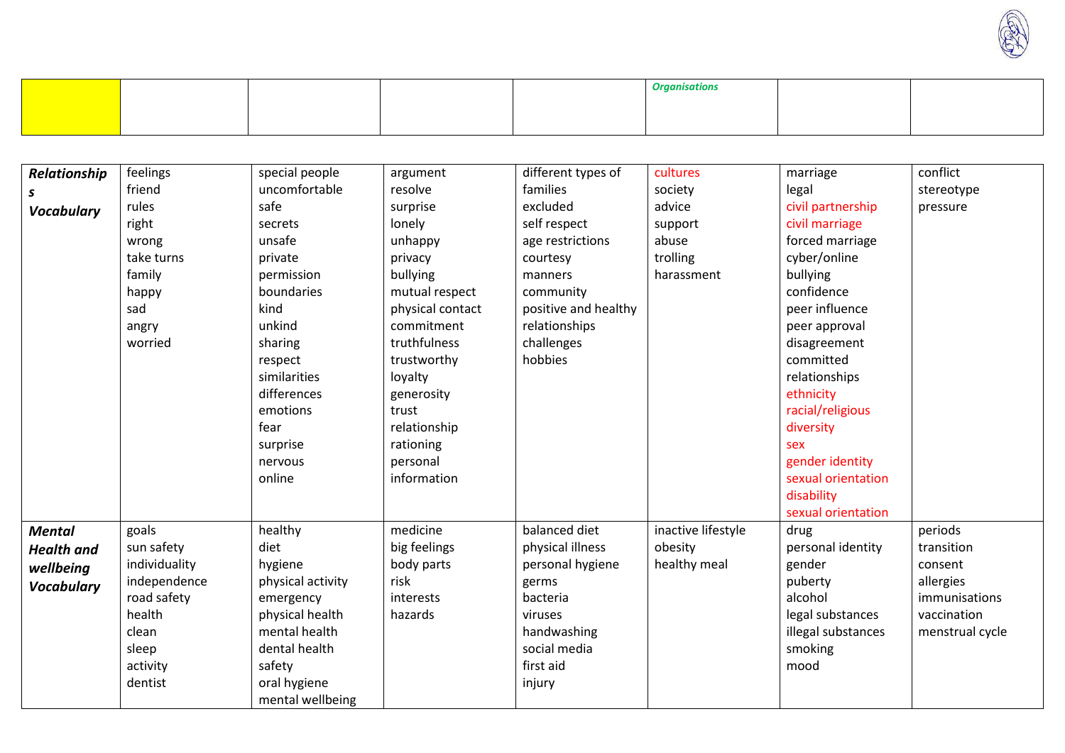| | | | | | | | |
|---|---|---|---|---|---|---|---|
| | | | | | ***Organisations*** | | |

| | | | | | | | |
|---|---|---|---|---|---|---|---|
| ***Relationships Vocabulary*** | feelings<br>friend<br>rules<br>right<br>wrong<br>take turns<br>family<br>happy<br>sad<br>angry<br>worried | special people<br>uncomfortable<br>safe<br>secrets<br>unsafe<br>private<br>permission<br>boundaries<br>kind<br>unkind<br>sharing<br>respect<br>similarities<br>differences<br>emotions<br>fear<br>surprise<br>nervous<br>online | argument<br>resolve<br>surprise<br>lonely<br>unhappy<br>privacy<br>bullying<br>mutual respect<br>physical contact<br>commitment<br>truthfulness<br>trustworthy<br>loyalty<br>generosity<br>trust<br>relationship<br>rationing<br>personal<br>information | different types of families<br>excluded<br>self respect<br>age restrictions<br>courtesy<br>manners<br>community<br>positive and healthy relationships<br>challenges<br>hobbies | cultures<br>society<br>advice<br>support<br>abuse<br>trolling<br>harassment | marriage<br>legal<br>civil partnership<br>civil marriage<br>forced marriage<br>cyber/online<br>bullying<br>confidence<br>peer influence<br>peer approval<br>disagreement<br>committed<br>relationships<br>ethnicity<br>racial/religious<br>diversity<br>sex<br>gender identity<br>sexual orientation<br>disability<br>sexual orientation | conflict<br>stereotype<br>pressure |
| ***Mental Health and wellbeing Vocabulary*** | goals<br>sun safety<br>individuality<br>independence<br>road safety<br>health<br>clean<br>sleep<br>activity<br>dentist | healthy<br>diet<br>hygiene<br>physical activity<br>emergency<br>physical health<br>mental health<br>dental health<br>safety<br>oral hygiene<br>mental wellbeing | medicine<br>big feelings<br>body parts<br>risk<br>interests<br>hazards | balanced diet<br>physical illness<br>personal hygiene<br>germs<br>bacteria<br>viruses<br>handwashing<br>social media<br>first aid<br>injury | inactive lifestyle<br>obesity<br>healthy meal | drug<br>personal identity<br>gender<br>puberty<br>alcohol<br>legal substances<br>illegal substances<br>smoking<br>mood | periods<br>transition<br>consent<br>allergies<br>immunisations<br>vaccination<br>menstrual cycle |